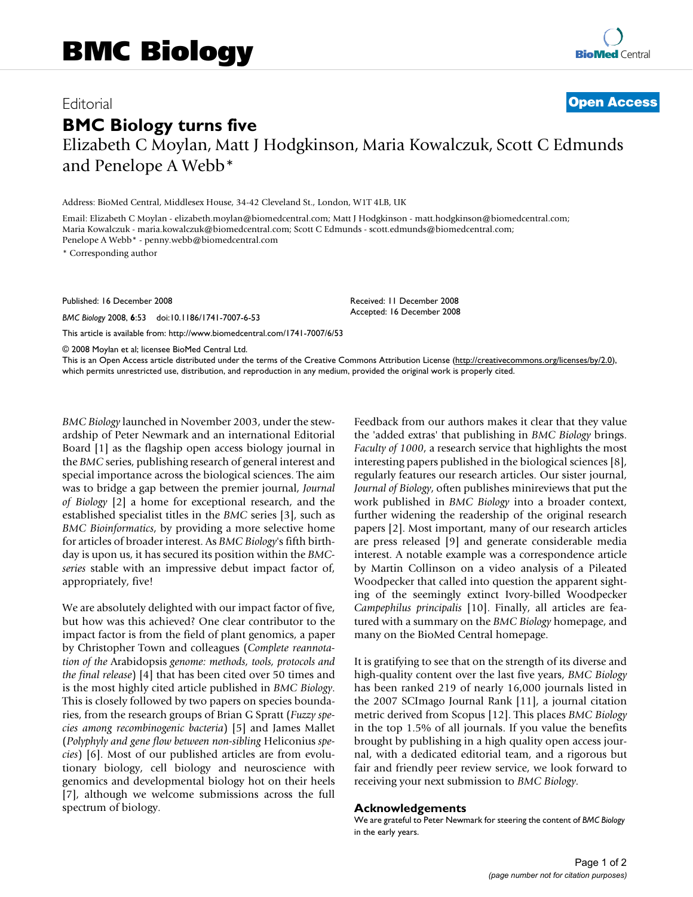Editorial

**Open Access**

# BMC Biology turns five

Elizabeth C Moylan, Matt J Hodgkinson, Maria Kowalczuk, Scott C Edmunds and Penelope A Webb*

Address: BioMed Central, Middlesex House, 34-42 Cleveland St., London, W1T 4LB, UK

Email: Elizabeth C Moylan - elizabeth.moylan@biomedcentral.com; Matt J Hodgkinson - matt.hodgkinson@biomedcentral.com; Maria Kowalczuk - maria.kowalczuk@biomedcentral.com; Scott C Edmunds - scott.edmunds@biomedcentral.com; Penelope A Webb* - penny.webb@biomedcentral.com

\* Corresponding author

Published: 16 December 2008

*BMC Biology* 2008, **6**:53 doi:10.1186/1741-7007-6-53

Received: 11 December 2008
Accepted: 16 December 2008

This article is available from: http://www.biomedcentral.com/1741-7007/6/53

© 2008 Moylan et al; licensee BioMed Central Ltd.

This is an Open Access article distributed under the terms of the Creative Commons Attribution License (http://creativecommons.org/licenses/by/2.0), which permits unrestricted use, distribution, and reproduction in any medium, provided the original work is properly cited.

*BMC Biology* launched in November 2003, under the stewardship of Peter Newmark and an international Editorial Board [1] as the flagship open access biology journal in the *BMC* series, publishing research of general interest and special importance across the biological sciences. The aim was to bridge a gap between the premier journal, *Journal of Biology* [2] a home for exceptional research, and the established specialist titles in the *BMC* series [3], such as *BMC Bioinformatics*, by providing a more selective home for articles of broader interest. As *BMC Biology*'s fifth birthday is upon us, it has secured its position within the *BMC-series* stable with an impressive debut impact factor of, appropriately, five!

We are absolutely delighted with our impact factor of five, but how was this achieved? One clear contributor to the impact factor is from the field of plant genomics, a paper by Christopher Town and colleagues (*Complete reannotation of the* Arabidopsis *genome: methods, tools, protocols and the final release*) [4] that has been cited over 50 times and is the most highly cited article published in *BMC Biology*. This is closely followed by two papers on species boundaries, from the research groups of Brian G Spratt (*Fuzzy species among recombinogenic bacteria*) [5] and James Mallet (*Polyphyly and gene flow between non-sibling* Heliconius *species*) [6]. Most of our published articles are from evolutionary biology, cell biology and neuroscience with genomics and developmental biology hot on their heels [7], although we welcome submissions across the full spectrum of biology.

Feedback from our authors makes it clear that they value the 'added extras' that publishing in *BMC Biology* brings. *Faculty of 1000*, a research service that highlights the most interesting papers published in the biological sciences [8], regularly features our research articles. Our sister journal, *Journal of Biology*, often publishes minireviews that put the work published in *BMC Biology* into a broader context, further widening the readership of the original research papers [2]. Most important, many of our research articles are press released [9] and generate considerable media interest. A notable example was a correspondence article by Martin Collinson on a video analysis of a Pileated Woodpecker that called into question the apparent sighting of the seemingly extinct Ivory-billed Woodpecker *Campephilus principalis* [10]. Finally, all articles are featured with a summary on the *BMC Biology* homepage, and many on the BioMed Central homepage.

It is gratifying to see that on the strength of its diverse and high-quality content over the last five years, *BMC Biology* has been ranked 219 of nearly 16,000 journals listed in the 2007 SCImago Journal Rank [11], a journal citation metric derived from Scopus [12]. This places *BMC Biology* in the top 1.5% of all journals. If you value the benefits brought by publishing in a high quality open access journal, with a dedicated editorial team, and a rigorous but fair and friendly peer review service, we look forward to receiving your next submission to *BMC Biology*.

## Acknowledgements

We are grateful to Peter Newmark for steering the content of *BMC Biology* in the early years.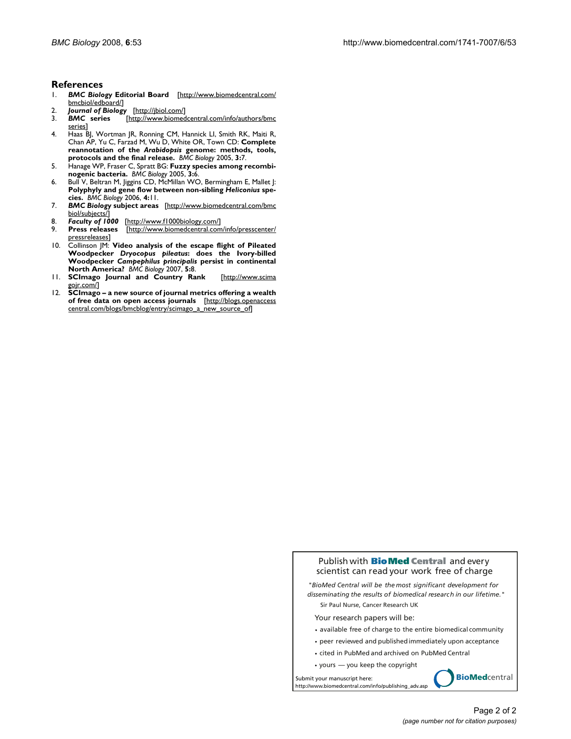## References

1. ***BMC Biology* Editorial Board** [http://www.biomedcentral.com/bmcbiol/edboard/]
2. ***Journal of Biology*** [http://jbiol.com/]
3. ***BMC* series** [http://www.biomedcentral.com/info/authors/bmcseries]
4. Haas BJ, Wortman JR, Ronning CM, Hannick LI, Smith RK, Maiti R, Chan AP, Yu C, Farzad M, Wu D, White OR, Town CD: **Complete reannotation of the *Arabidopsis* genome: methods, tools, protocols and the final release.** *BMC Biology* 2005, **3:**7.
5. Hanage WP, Fraser C, Spratt BG: **Fuzzy species among recombinogenic bacteria.** *BMC Biology* 2005, **3:**6.
6. Bull V, Beltran M, Jiggins CD, McMillan WO, Bermingham E, Mallet J: **Polyphyly and gene flow between non-sibling *Heliconius* species.** *BMC Biology* 2006, **4:**11.
7. ***BMC Biology* subject areas** [http://www.biomedcentral.com/bmcbiol/subjects/]
8. ***Faculty of 1000*** [http://www.f1000biology.com/]
9. **Press releases** [http://www.biomedcentral.com/info/presscenter/pressreleases]
10. Collinson JM: **Video analysis of the escape flight of Pileated Woodpecker *Dryocopus pileatus*: does the Ivory-billed Woodpecker *Campephilus principalis* persist in continental North America?** *BMC Biology* 2007, **5:**8.
11. **SCImago Journal and Country Rank** [http://www.scimagojr.com/]
12. **SCImago – a new source of journal metrics offering a wealth of free data on open access journals** [http://blogs.openaccesscentral.com/blogs/bmcblog/entry/scimago_a_new_source_of]

Publish with **BioMed Central** and every scientist can read your work free of charge

*"BioMed Central will be the most significant development for disseminating the results of biomedical research in our lifetime."*

Sir Paul Nurse, Cancer Research UK

Your research papers will be:

- available free of charge to the entire biomedical community
- peer reviewed and published immediately upon acceptance
- cited in PubMed and archived on PubMed Central
- yours — you keep the copyright

Submit your manuscript here:
http://www.biomedcentral.com/info/publishing_adv.asp

**BioMed**central